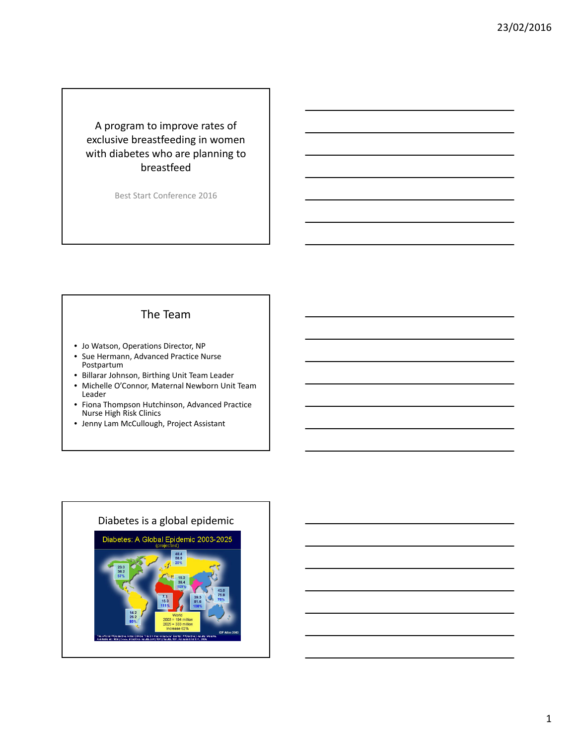# A program to improve rates of exclusive breastfeeding in women with diabetes who are planning to breastfeed

Best Start Conference 2016

## The Team

- Jo Watson, Operations Director, NP
- Sue Hermann, Advanced Practice Nurse Postpartum
- Billarar Johnson, Birthing Unit Team Leader
- Michelle O'Connor, Maternal Newborn Unit Team Leader
- Fiona Thompson Hutchinson, Advanced Practice Nurse High Risk Clinics
- Jenny Lam McCullough, Project Assistant

## Diabetes is a global epidemic

Diabetes: A Global Epidemic 2003-2025 (projected)

| Region | 2003 | 2025 | Increase |
|---|---|---|---|
| North America | 23.0 | 36.2 | 57% |
| Europe | 48.4 | 58.6 | 20% |
| Eastern Mediterranean & Middle East | 19.2 | 39.4 | 105% |
| Africa | 7.1 | 15.0 | 111% |
| South-East Asia | 39.3 | 81.6 | 108% |
| Western Pacific | 43.0 | 75.8 | 76% |
| South & Central America | 14.2 | 26.2 | 85% |

World
2003 = 194 million
2025 = 333 million
Increase 62%

IDF Atlas 2003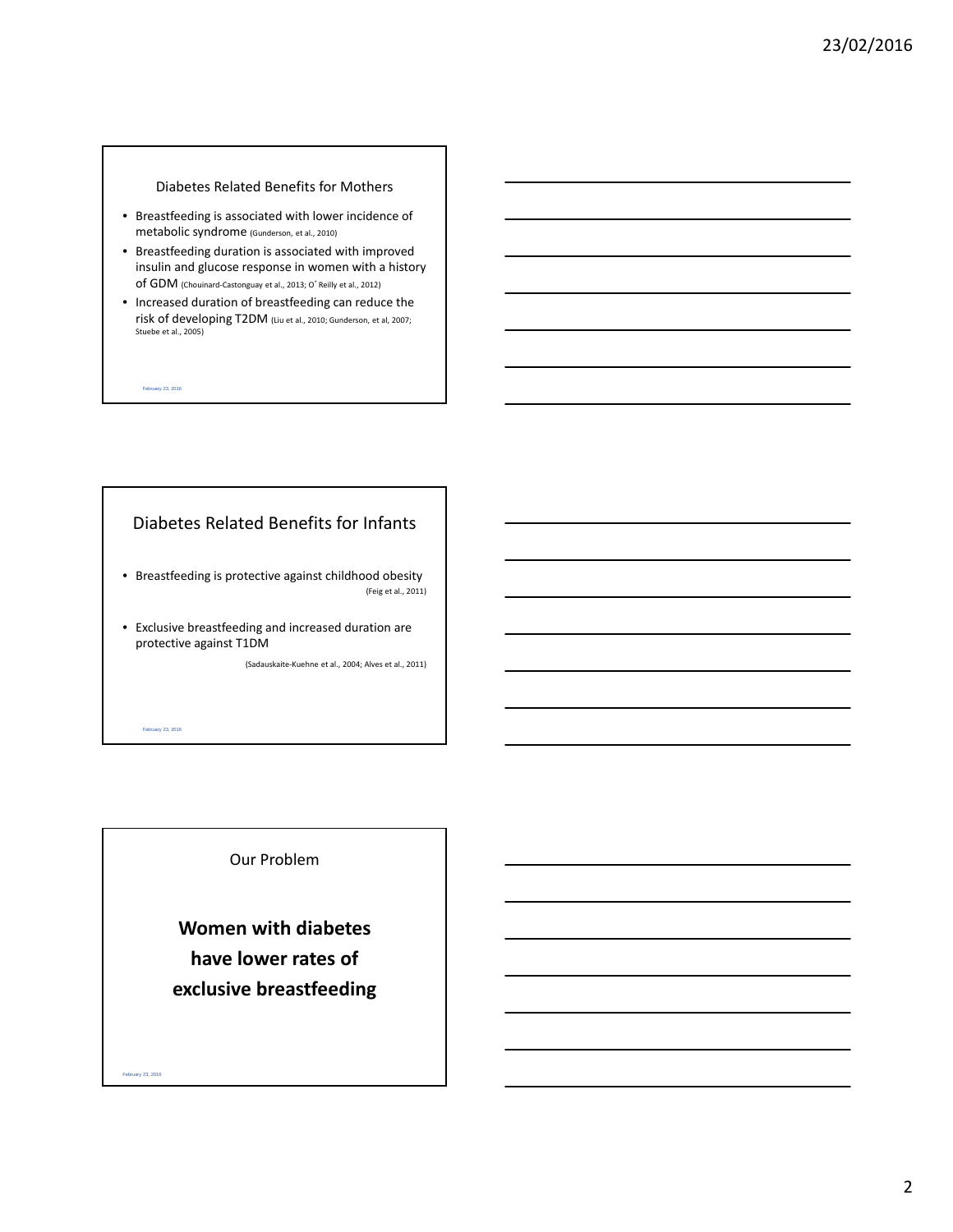## Diabetes Related Benefits for Mothers

- Breastfeeding is associated with lower incidence of metabolic syndrome (Gunderson, et al., 2010)
- Breastfeeding duration is associated with improved insulin and glucose response in women with a history of GDM (Chouinard-Castonguay et al., 2013; O'Reilly et al., 2012)
- Increased duration of breastfeeding can reduce the risk of developing T2DM (Liu et al., 2010; Gunderson, et al, 2007; Stuebe et al., 2005)

## Diabetes Related Benefits for Infants

- Breastfeeding is protective against childhood obesity (Feig et al., 2011)
- Exclusive breastfeeding and increased duration are protective against T1DM (Sadauskaite-Kuehne et al., 2004; Alves et al., 2011)

## Our Problem

**Women with diabetes have lower rates of exclusive breastfeeding**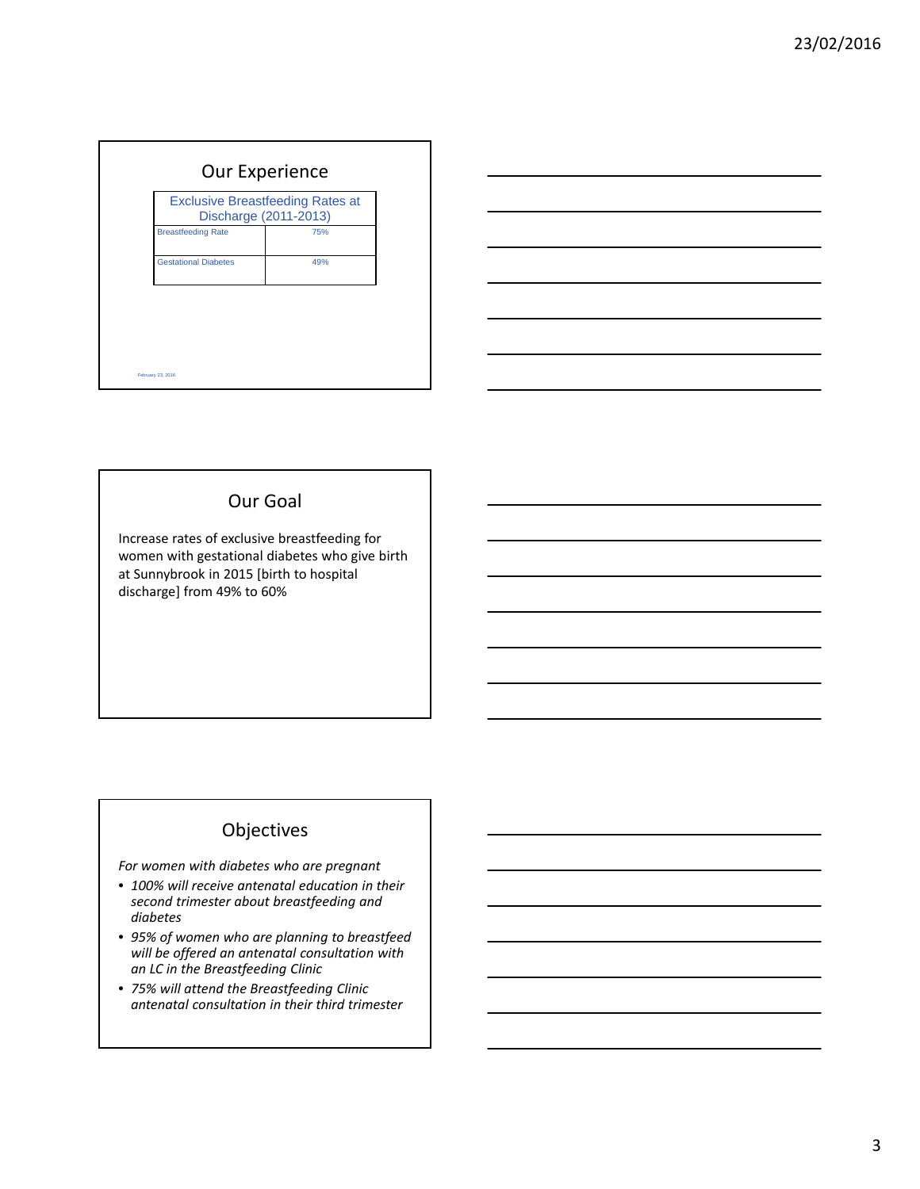## Our Experience

| Exclusive Breastfeeding Rates at Discharge (2011-2013) | |
|---|---|
| Breastfeeding Rate | 75% |
| Gestational Diabetes | 49% |

February 23, 2016

## Our Goal

Increase rates of exclusive breastfeeding for women with gestational diabetes who give birth at Sunnybrook in 2015 [birth to hospital discharge] from 49% to 60%

## Objectives

*For women with diabetes who are pregnant*

- *100% will receive antenatal education in their second trimester about breastfeeding and diabetes*
- *95% of women who are planning to breastfeed will be offered an antenatal consultation with an LC in the Breastfeeding Clinic*
- *75% will attend the Breastfeeding Clinic antenatal consultation in their third trimester*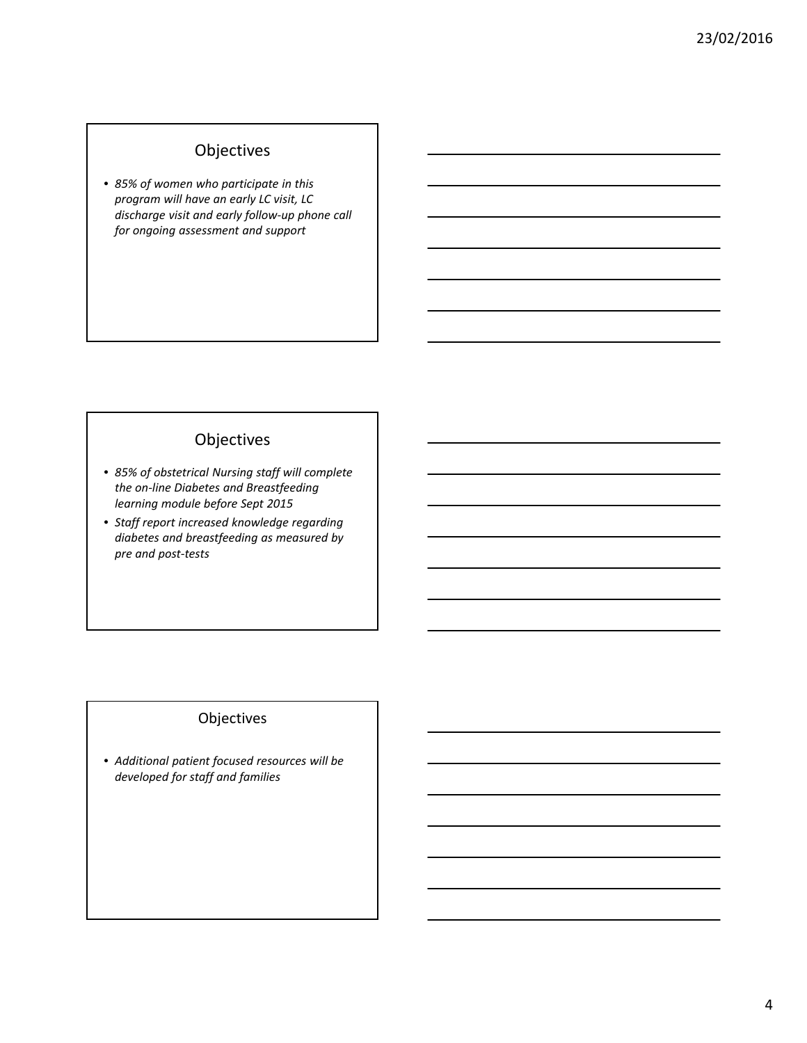## Objectives

- *85% of women who participate in this program will have an early LC visit, LC discharge visit and early follow-up phone call for ongoing assessment and support*

## Objectives

- *85% of obstetrical Nursing staff will complete the on-line Diabetes and Breastfeeding learning module before Sept 2015*
- *Staff report increased knowledge regarding diabetes and breastfeeding as measured by pre and post-tests*

## Objectives

- *Additional patient focused resources will be developed for staff and families*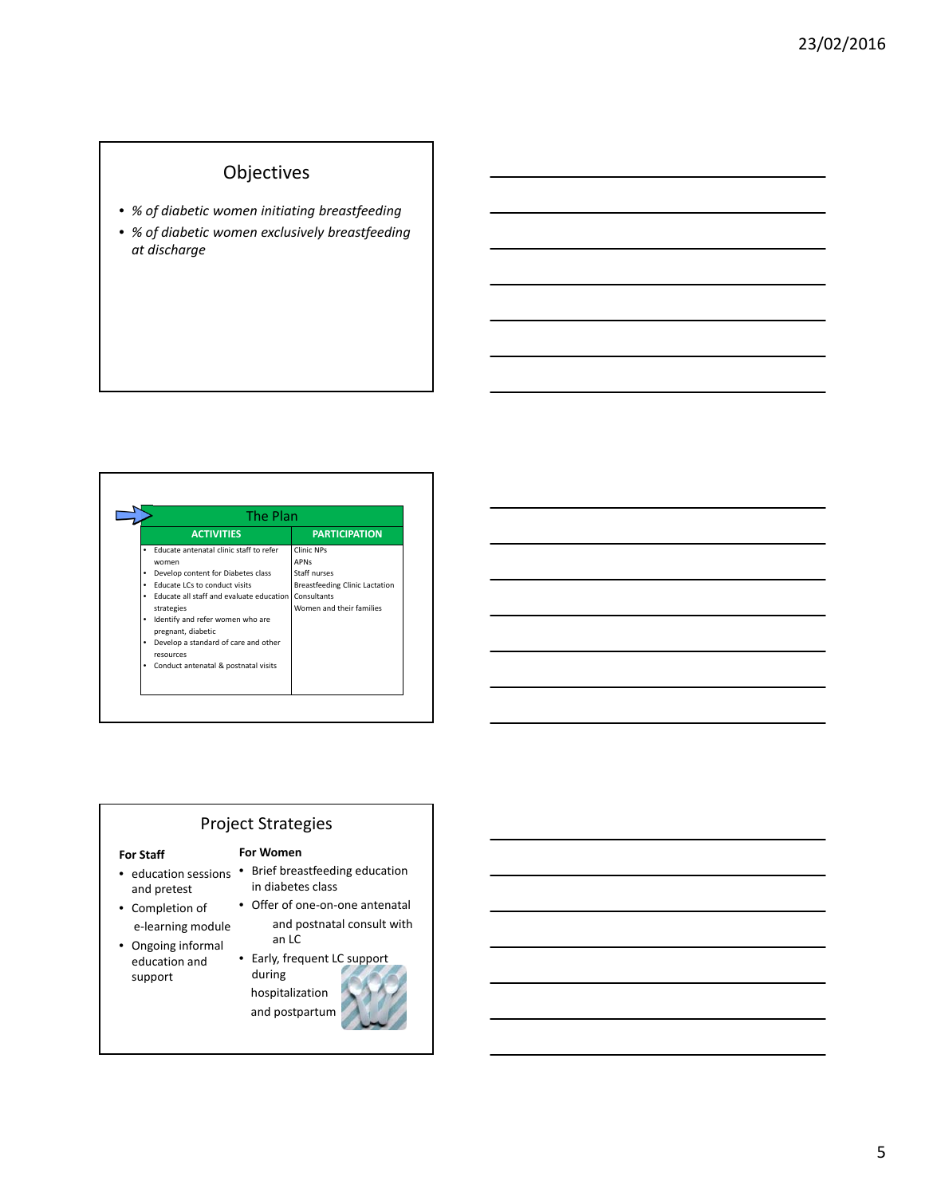## Objectives

- *% of diabetic women initiating breastfeeding*
- *% of diabetic women exclusively breastfeeding at discharge*

## The Plan

| ACTIVITIES | PARTICIPATION |
|---|---|
| • Educate antenatal clinic staff to refer women<br>• Develop content for Diabetes class<br>• Educate LCs to conduct visits<br>• Educate all staff and evaluate education strategies<br>• Identify and refer women who are pregnant, diabetic<br>• Develop a standard of care and other resources<br>• Conduct antenatal & postnatal visits | Clinic NPs<br>APNs<br>Staff nurses<br>Breastfeeding Clinic Lactation Consultants<br>Women and their families |

## Project Strategies

**For Staff**

- education sessions and pretest
- Completion of e-learning module
- Ongoing informal education and support

**For Women**

- Brief breastfeeding education in diabetes class
- Offer of one-on-one antenatal and postnatal consult with an LC
- Early, frequent LC support during hospitalization and postpartum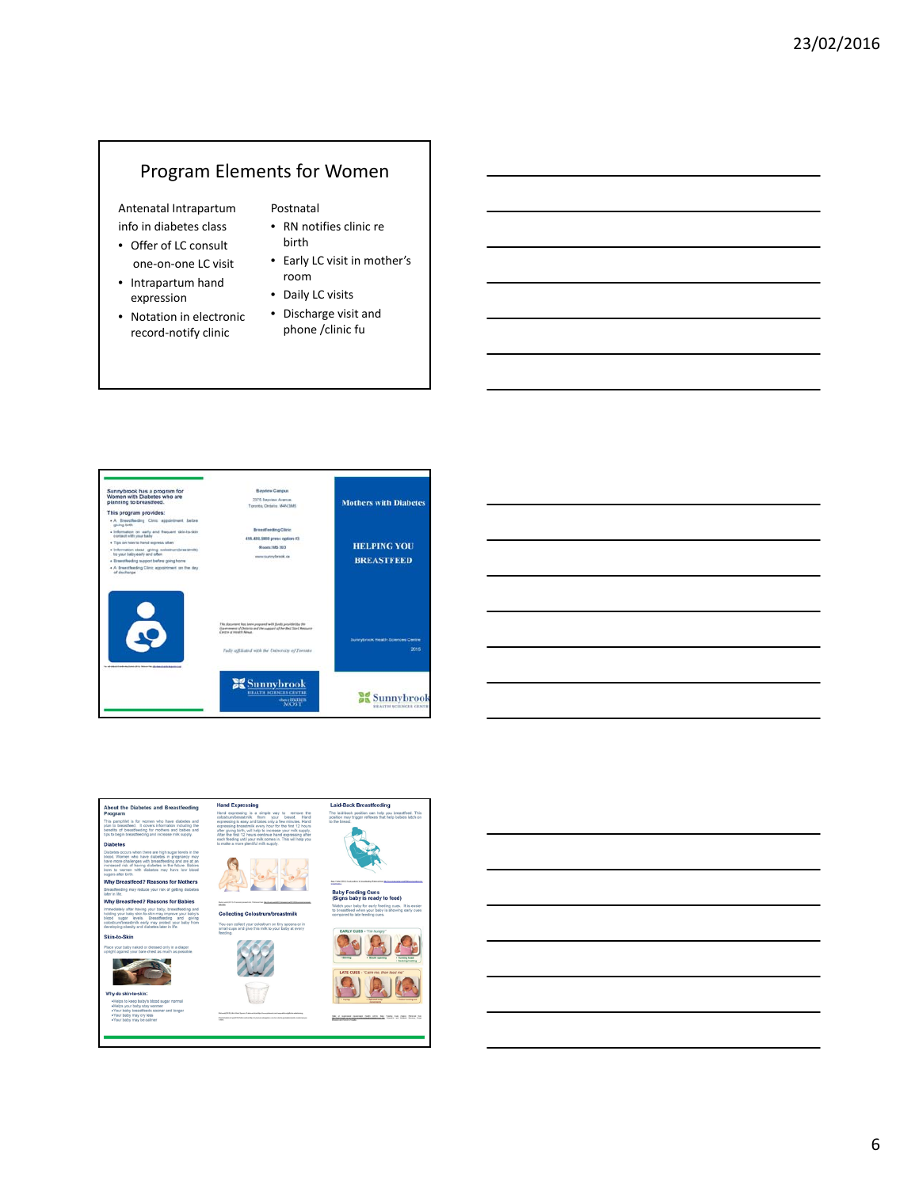## Program Elements for Women

**Antenatal Intrapartum**

info in diabetes class

- Offer of LC consult
  one-on-one LC visit
- Intrapartum hand expression
- Notation in electronic record-notify clinic

**Postnatal**

- RN notifies clinic re birth
- Early LC visit in mother's room
- Daily LC visits
- Discharge visit and phone /clinic fu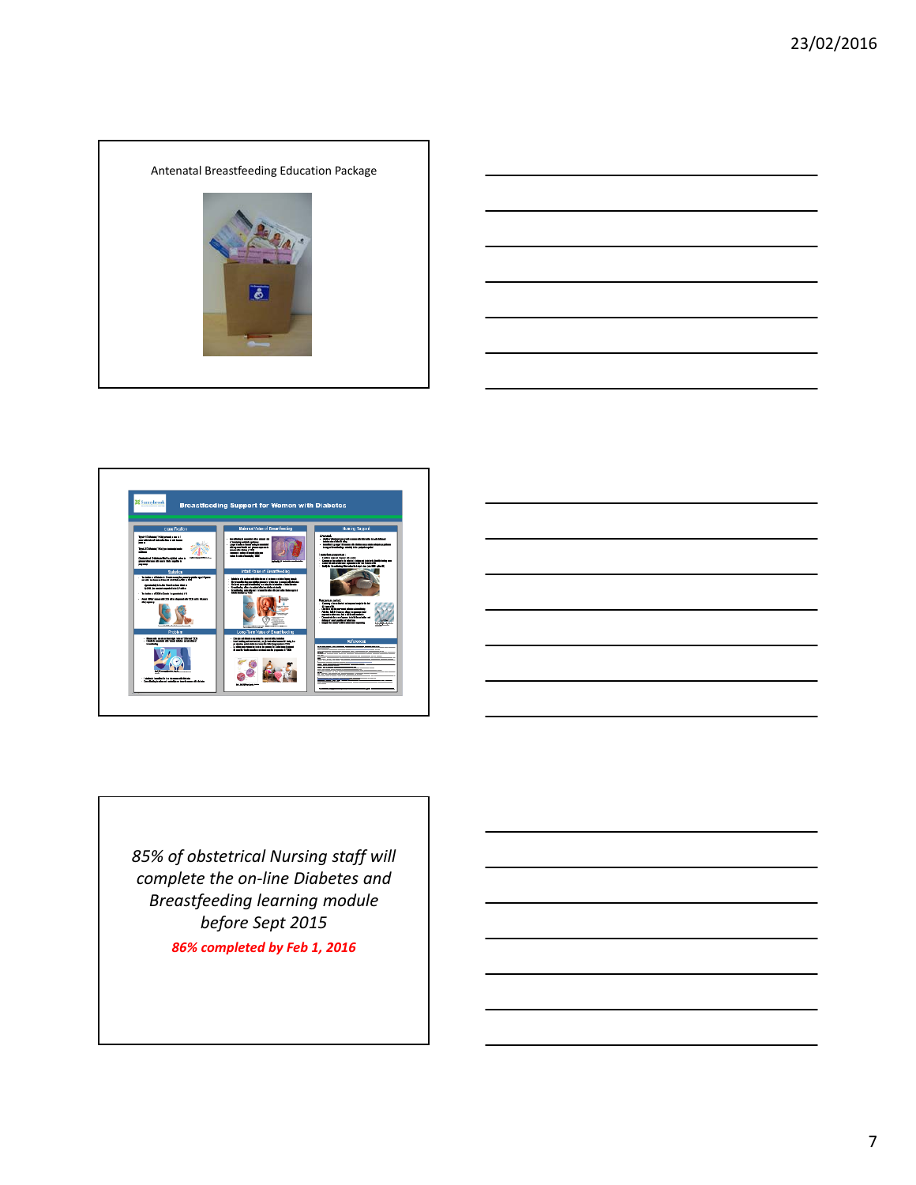Antenatal Breastfeeding Education Package

*85% of obstetrical Nursing staff will complete the on-line Diabetes and Breastfeeding learning module before Sept 2015*

***86% completed by Feb 1, 2016***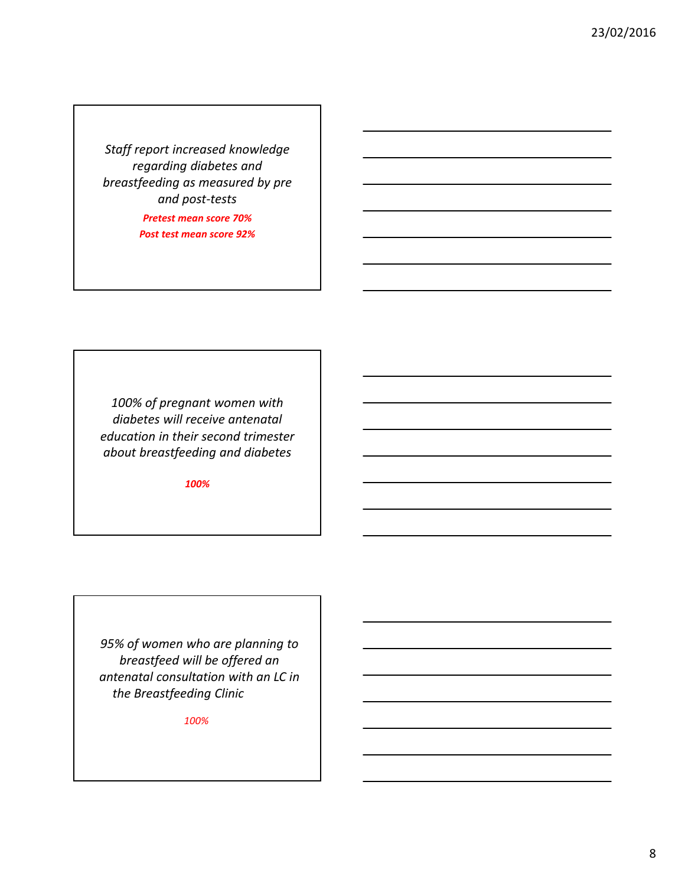*Staff report increased knowledge regarding diabetes and breastfeeding as measured by pre and post-tests*

***Pretest mean score 70%***

***Post test mean score 92%***

*100% of pregnant women with diabetes will receive antenatal education in their second trimester about breastfeeding and diabetes*

***100%***

*95% of women who are planning to breastfeed will be offered an antenatal consultation with an LC in the Breastfeeding Clinic*

*100%*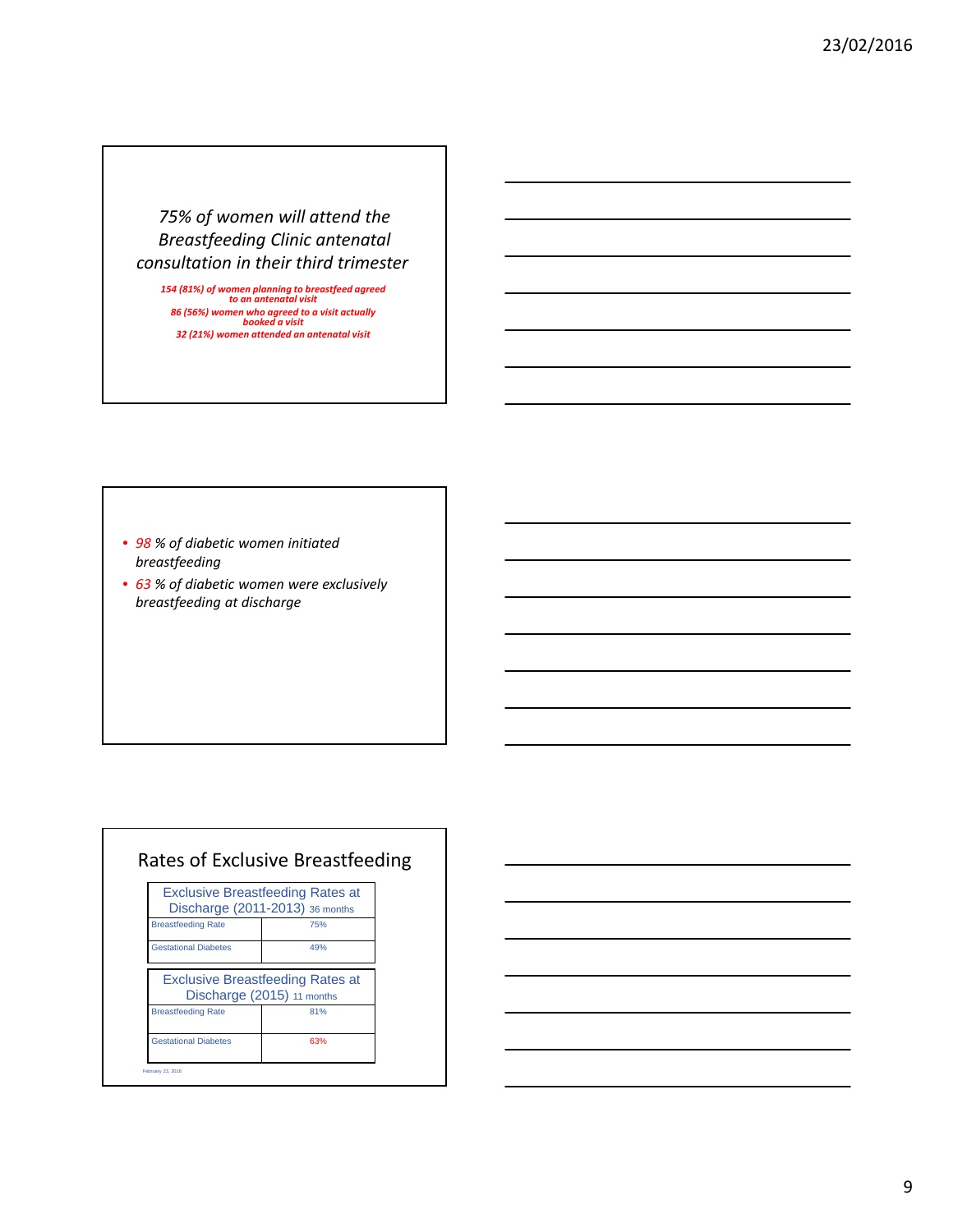*75% of women will attend the Breastfeeding Clinic antenatal consultation in their third trimester*

***154 (81%) of women planning to breastfeed agreed to an antenatal visit***

***86 (56%) women who agreed to a visit actually booked a visit***

***32 (21%) women attended an antenatal visit***

- *98 % of diabetic women initiated breastfeeding*
- *63 % of diabetic women were exclusively breastfeeding at discharge*

## Rates of Exclusive Breastfeeding

| Exclusive Breastfeeding Rates at Discharge (2011-2013) 36 months | |
|---|---|
| Breastfeeding Rate | 75% |
| Gestational Diabetes | 49% |

| Exclusive Breastfeeding Rates at Discharge (2015) 11 months | |
|---|---|
| Breastfeeding Rate | 81% |
| Gestational Diabetes | 63% |

February 23, 2016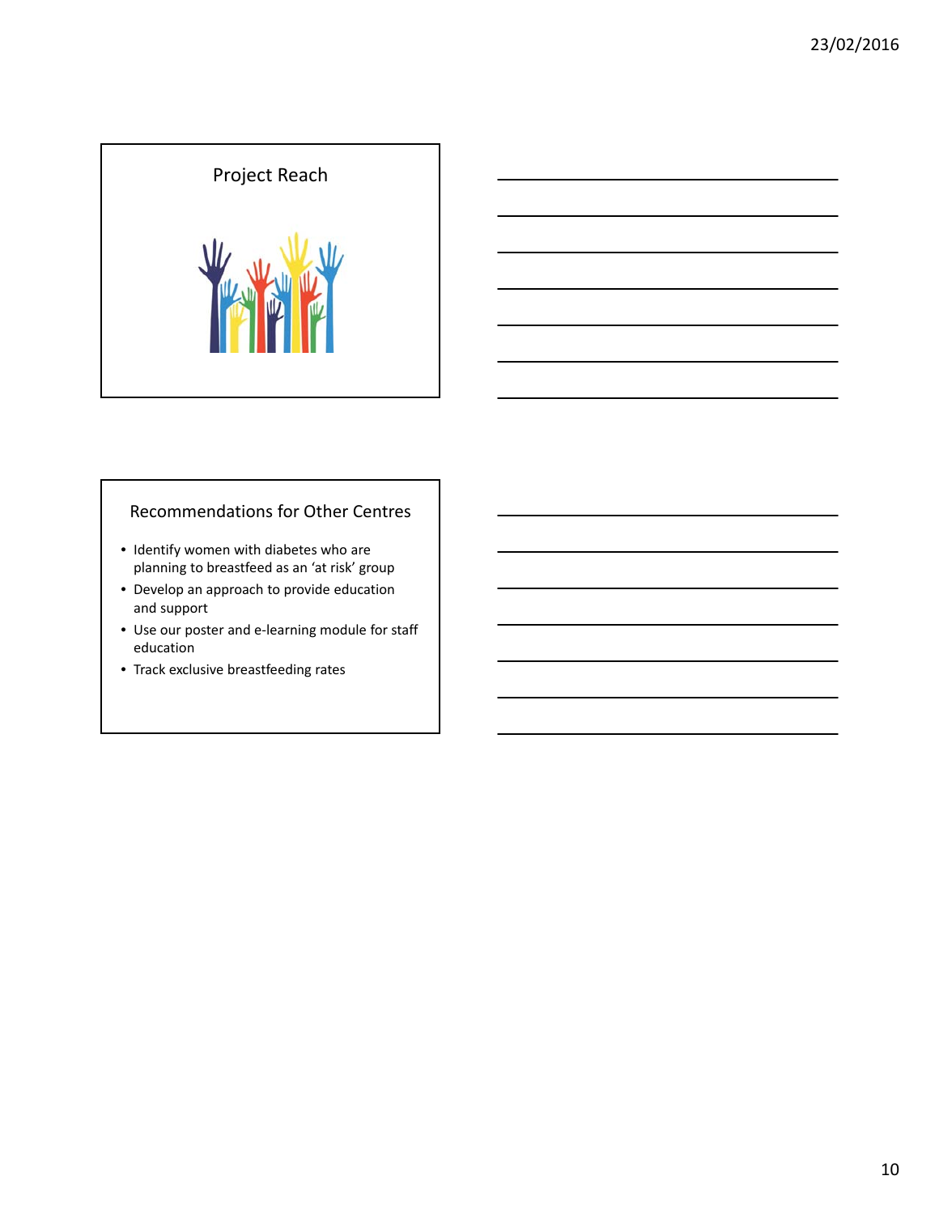## Project Reach

## Recommendations for Other Centres

- Identify women with diabetes who are planning to breastfeed as an 'at risk' group
- Develop an approach to provide education and support
- Use our poster and e-learning module for staff education
- Track exclusive breastfeeding rates